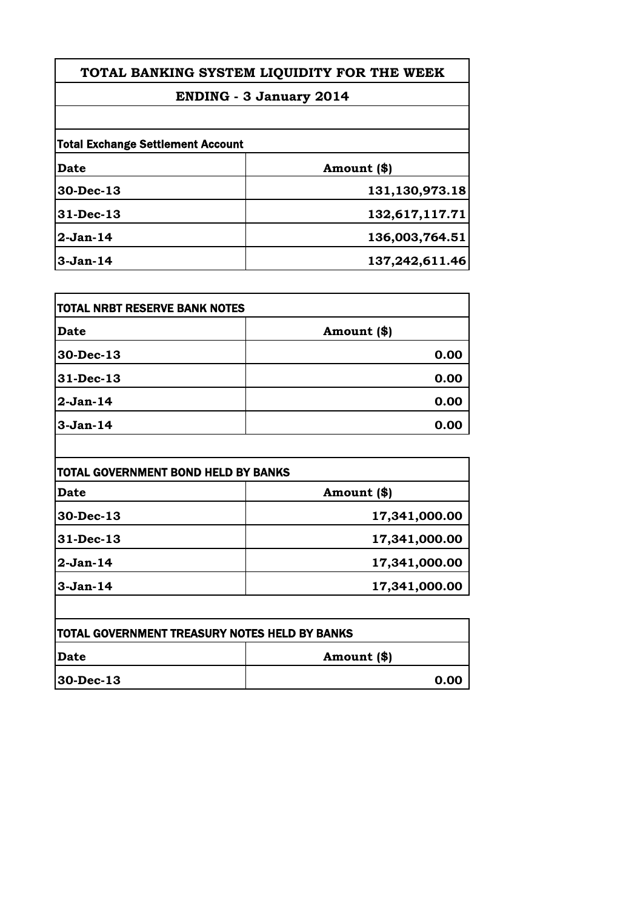# TOTAL BANKING SYSTEM LIQUIDITY FOR THE WEEK

## ENDING - 3 January 2014

| Total Exchange Settlement Account | |
|---|---|
| **Date** | **Amount ($)** |
| **30-Dec-13** | **131,130,973.18** |
| **31-Dec-13** | **132,617,117.71** |
| **2-Jan-14** | **136,003,764.51** |
| **3-Jan-14** | **137,242,611.46** |

| TOTAL NRBT RESERVE BANK NOTES | |
|---|---|
| **Date** | **Amount ($)** |
| **30-Dec-13** | **0.00** |
| **31-Dec-13** | **0.00** |
| **2-Jan-14** | **0.00** |
| **3-Jan-14** | **0.00** |

| TOTAL GOVERNMENT BOND HELD BY BANKS | |
|---|---|
| **Date** | **Amount ($)** |
| **30-Dec-13** | **17,341,000.00** |
| **31-Dec-13** | **17,341,000.00** |
| **2-Jan-14** | **17,341,000.00** |
| **3-Jan-14** | **17,341,000.00** |

| TOTAL GOVERNMENT TREASURY NOTES HELD BY BANKS | |
|---|---|
| **Date** | **Amount ($)** |
| **30-Dec-13** | **0.00** |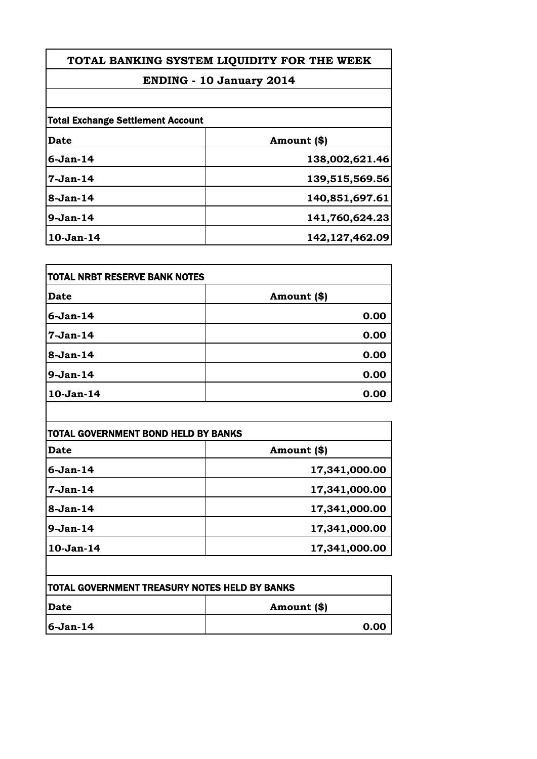# TOTAL BANKING SYSTEM LIQUIDITY FOR THE WEEK

## ENDING - 10 January 2014

**Total Exchange Settlement Account**

| Date | Amount ($) |
|---|---|
| 6-Jan-14 | 138,002,621.46 |
| 7-Jan-14 | 139,515,569.56 |
| 8-Jan-14 | 140,851,697.61 |
| 9-Jan-14 | 141,760,624.23 |
| 10-Jan-14 | 142,127,462.09 |

**TOTAL NRBT RESERVE BANK NOTES**

| Date | Amount ($) |
|---|---|
| 6-Jan-14 | 0.00 |
| 7-Jan-14 | 0.00 |
| 8-Jan-14 | 0.00 |
| 9-Jan-14 | 0.00 |
| 10-Jan-14 | 0.00 |

**TOTAL GOVERNMENT BOND HELD BY BANKS**

| Date | Amount ($) |
|---|---|
| 6-Jan-14 | 17,341,000.00 |
| 7-Jan-14 | 17,341,000.00 |
| 8-Jan-14 | 17,341,000.00 |
| 9-Jan-14 | 17,341,000.00 |
| 10-Jan-14 | 17,341,000.00 |

**TOTAL GOVERNMENT TREASURY NOTES HELD BY BANKS**

| Date | Amount ($) |
|---|---|
| 6-Jan-14 | 0.00 |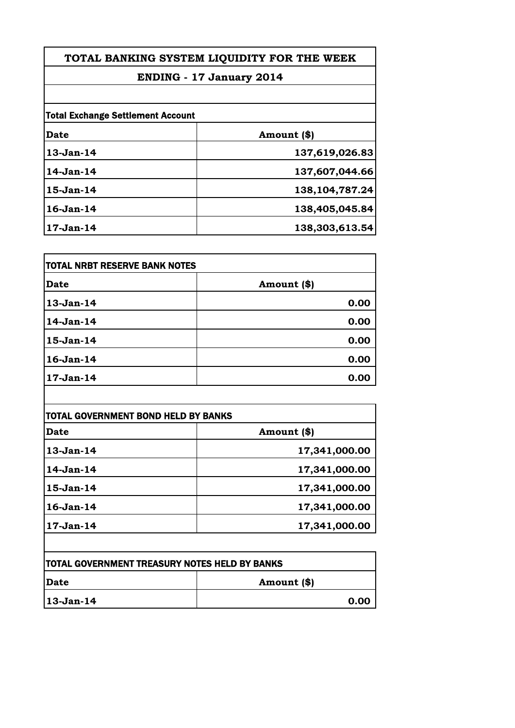# TOTAL BANKING SYSTEM LIQUIDITY FOR THE WEEK

## ENDING - 17 January 2014

| Total Exchange Settlement Account | |
|---|---|
| **Date** | **Amount ($)** |
| **13-Jan-14** | **137,619,026.83** |
| **14-Jan-14** | **137,607,044.66** |
| **15-Jan-14** | **138,104,787.24** |
| **16-Jan-14** | **138,405,045.84** |
| **17-Jan-14** | **138,303,613.54** |

| TOTAL NRBT RESERVE BANK NOTES | |
|---|---|
| **Date** | **Amount ($)** |
| **13-Jan-14** | **0.00** |
| **14-Jan-14** | **0.00** |
| **15-Jan-14** | **0.00** |
| **16-Jan-14** | **0.00** |
| **17-Jan-14** | **0.00** |

| TOTAL GOVERNMENT BOND HELD BY BANKS | |
|---|---|
| **Date** | **Amount ($)** |
| **13-Jan-14** | **17,341,000.00** |
| **14-Jan-14** | **17,341,000.00** |
| **15-Jan-14** | **17,341,000.00** |
| **16-Jan-14** | **17,341,000.00** |
| **17-Jan-14** | **17,341,000.00** |

| TOTAL GOVERNMENT TREASURY NOTES HELD BY BANKS | |
|---|---|
| **Date** | **Amount ($)** |
| **13-Jan-14** | **0.00** |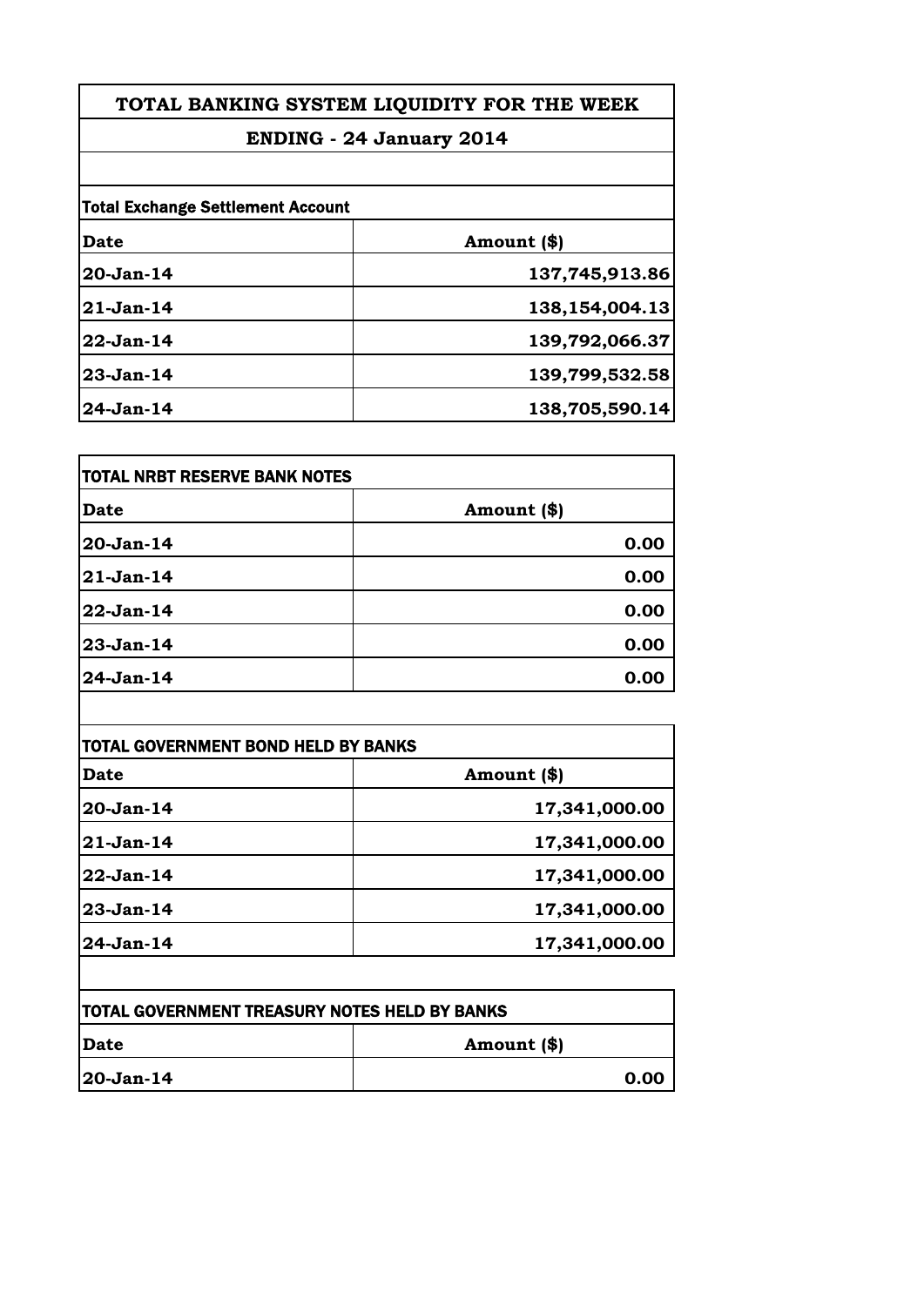# TOTAL BANKING SYSTEM LIQUIDITY FOR THE WEEK

## ENDING - 24 January 2014

**Total Exchange Settlement Account**

| Date | Amount ($) |
|---|---|
| 20-Jan-14 | 137,745,913.86 |
| 21-Jan-14 | 138,154,004.13 |
| 22-Jan-14 | 139,792,066.37 |
| 23-Jan-14 | 139,799,532.58 |
| 24-Jan-14 | 138,705,590.14 |

**TOTAL NRBT RESERVE BANK NOTES**

| Date | Amount ($) |
|---|---|
| 20-Jan-14 | 0.00 |
| 21-Jan-14 | 0.00 |
| 22-Jan-14 | 0.00 |
| 23-Jan-14 | 0.00 |
| 24-Jan-14 | 0.00 |

**TOTAL GOVERNMENT BOND HELD BY BANKS**

| Date | Amount ($) |
|---|---|
| 20-Jan-14 | 17,341,000.00 |
| 21-Jan-14 | 17,341,000.00 |
| 22-Jan-14 | 17,341,000.00 |
| 23-Jan-14 | 17,341,000.00 |
| 24-Jan-14 | 17,341,000.00 |

**TOTAL GOVERNMENT TREASURY NOTES HELD BY BANKS**

| Date | Amount ($) |
|---|---|
| 20-Jan-14 | 0.00 |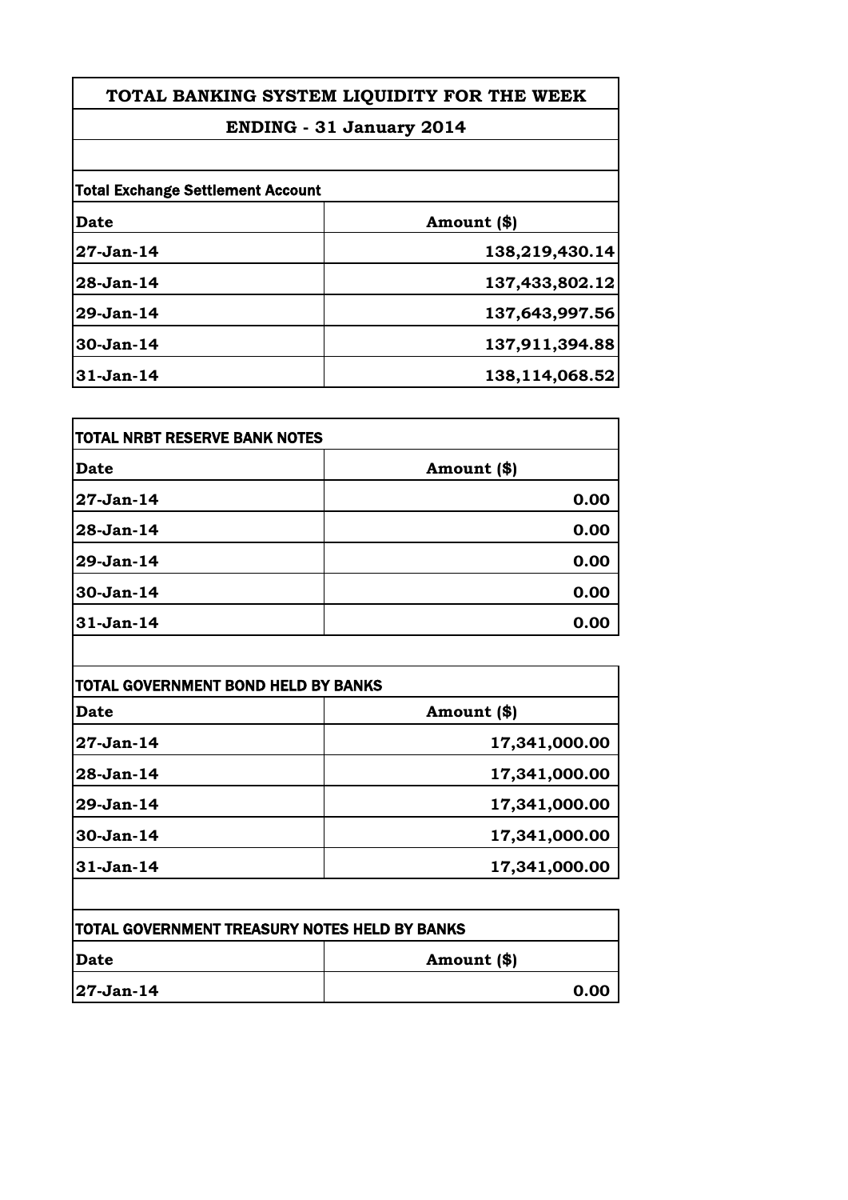# TOTAL BANKING SYSTEM LIQUIDITY FOR THE WEEK

## ENDING - 31 January 2014

**Total Exchange Settlement Account**

| Date | Amount ($) |
|---|---|
| 27-Jan-14 | 138,219,430.14 |
| 28-Jan-14 | 137,433,802.12 |
| 29-Jan-14 | 137,643,997.56 |
| 30-Jan-14 | 137,911,394.88 |
| 31-Jan-14 | 138,114,068.52 |

**TOTAL NRBT RESERVE BANK NOTES**

| Date | Amount ($) |
|---|---|
| 27-Jan-14 | 0.00 |
| 28-Jan-14 | 0.00 |
| 29-Jan-14 | 0.00 |
| 30-Jan-14 | 0.00 |
| 31-Jan-14 | 0.00 |

**TOTAL GOVERNMENT BOND HELD BY BANKS**

| Date | Amount ($) |
|---|---|
| 27-Jan-14 | 17,341,000.00 |
| 28-Jan-14 | 17,341,000.00 |
| 29-Jan-14 | 17,341,000.00 |
| 30-Jan-14 | 17,341,000.00 |
| 31-Jan-14 | 17,341,000.00 |

**TOTAL GOVERNMENT TREASURY NOTES HELD BY BANKS**

| Date | Amount ($) |
|---|---|
| 27-Jan-14 | 0.00 |